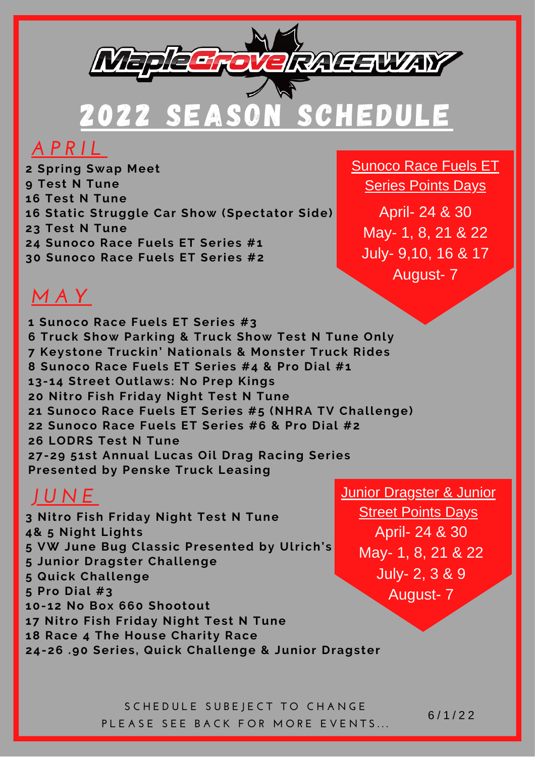# MapleGrove RACEWAY

# 2022 SEASON SCHEDULE

## APRIL

- 2 Spring Swap Meet
- 9 Test N Tune
- 16 Test N Tune
- 16 Static Struggle Car Show (Spectator Side)
- 23 Test N Tune
- 24 Sunoco Race Fuels ET Series #1
- 30 Sunoco Race Fuels ET Series #2

### Sunoco Race Fuels ET Series Points Days

April- 24 & 30
May- 1, 8, 21 & 22
July- 9,10, 16 & 17
August- 7

## MAY

- 1 Sunoco Race Fuels ET Series #3
- 6 Truck Show Parking & Truck Show Test N Tune Only
- 7 Keystone Truckin' Nationals & Monster Truck Rides
- 8 Sunoco Race Fuels ET Series #4 & Pro Dial #1
- 13-14 Street Outlaws: No Prep Kings
- 20 Nitro Fish Friday Night Test N Tune
- 21 Sunoco Race Fuels ET Series #5 (NHRA TV Challenge)
- 22 Sunoco Race Fuels ET Series #6 & Pro Dial #2
- 26 LODRS Test N Tune
- 27-29 51st Annual Lucas Oil Drag Racing Series Presented by Penske Truck Leasing

## JUNE

- 3 Nitro Fish Friday Night Test N Tune
- 4& 5 Night Lights
- 5 VW June Bug Classic Presented by Ulrich's
- 5 Junior Dragster Challenge
- 5 Quick Challenge
- 5 Pro Dial #3
- 10-12 No Box 660 Shootout
- 17 Nitro Fish Friday Night Test N Tune
- 18 Race 4 The House Charity Race
- 24-26 .90 Series, Quick Challenge & Junior Dragster

### Junior Dragster & Junior Street Points Days

April- 24 & 30
May- 1, 8, 21 & 22
July- 2, 3 & 9
August- 7

SCHEDULE SUBEJECT TO CHANGE
PLEASE SEE BACK FOR MORE EVENTS...

6/1/22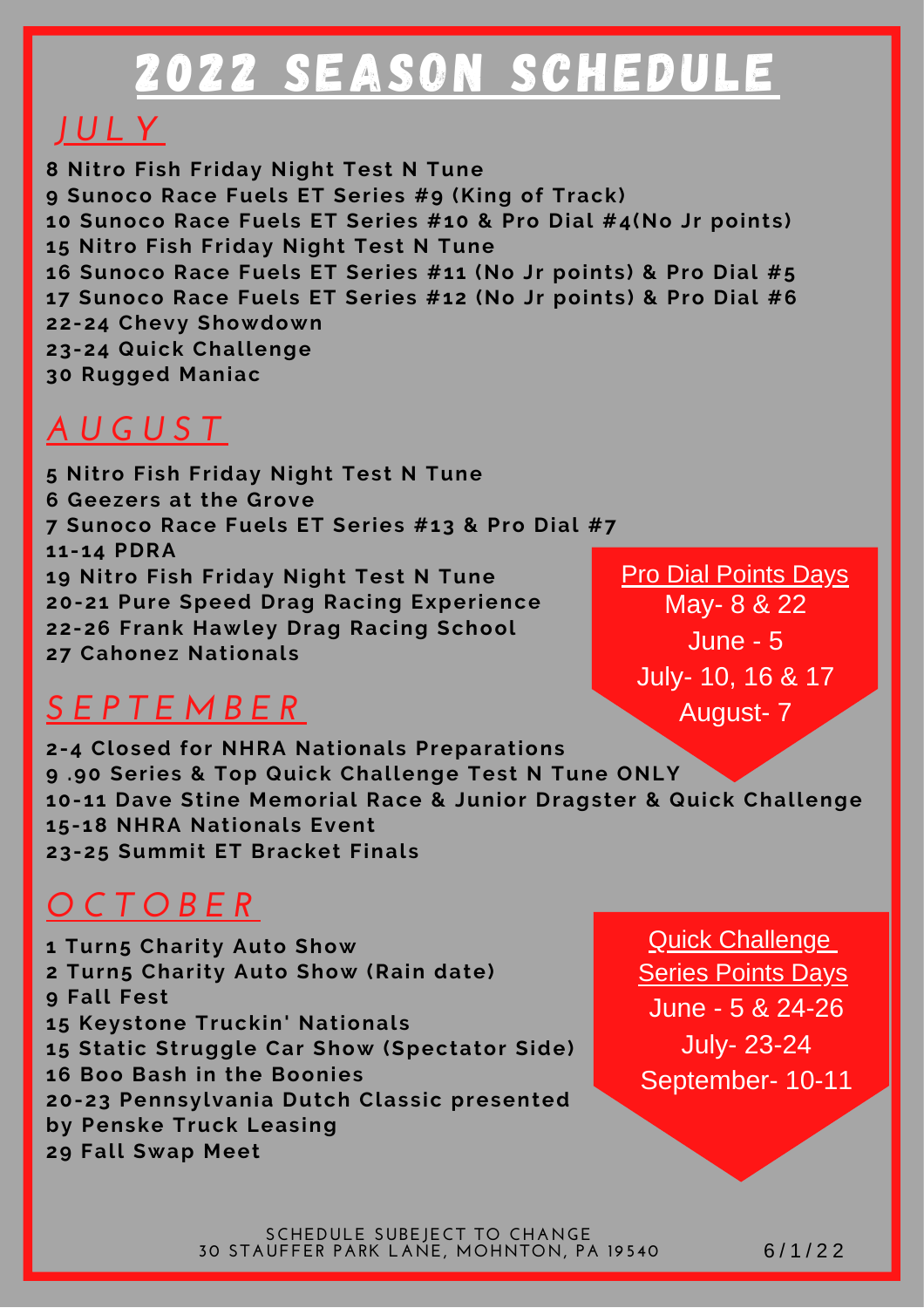# 2022 SEASON SCHEDULE

## JULY

8 Nitro Fish Friday Night Test N Tune
9 Sunoco Race Fuels ET Series #9 (King of Track)
10 Sunoco Race Fuels ET Series #10 & Pro Dial #4(No Jr points)
15 Nitro Fish Friday Night Test N Tune
16 Sunoco Race Fuels ET Series #11 (No Jr points) & Pro Dial #5
17 Sunoco Race Fuels ET Series #12 (No Jr points) & Pro Dial #6
22-24 Chevy Showdown
23-24 Quick Challenge
30 Rugged Maniac

## AUGUST

5 Nitro Fish Friday Night Test N Tune
6 Geezers at the Grove
7 Sunoco Race Fuels ET Series #13 & Pro Dial #7
11-14 PDRA
19 Nitro Fish Friday Night Test N Tune
20-21 Pure Speed Drag Racing Experience
22-26 Frank Hawley Drag Racing School
27 Cahonez Nationals

**Pro Dial Points Days**
May- 8 & 22
June - 5
July- 10, 16 & 17
August- 7

## SEPTEMBER

2-4 Closed for NHRA Nationals Preparations
9 .90 Series & Top Quick Challenge Test N Tune ONLY
10-11 Dave Stine Memorial Race & Junior Dragster & Quick Challenge
15-18 NHRA Nationals Event
23-25 Summit ET Bracket Finals

## OCTOBER

1 Turn5 Charity Auto Show
2 Turn5 Charity Auto Show (Rain date)
9 Fall Fest
15 Keystone Truckin' Nationals
15 Static Struggle Car Show (Spectator Side)
16 Boo Bash in the Boonies
20-23 Pennsylvania Dutch Classic presented by Penske Truck Leasing
29 Fall Swap Meet

**Quick Challenge Series Points Days**
June - 5 & 24-26
July- 23-24
September- 10-11

SCHEDULE SUBEJECT TO CHANGE
30 STAUFFER PARK LANE, MOHNTON, PA 19540

6/1/22